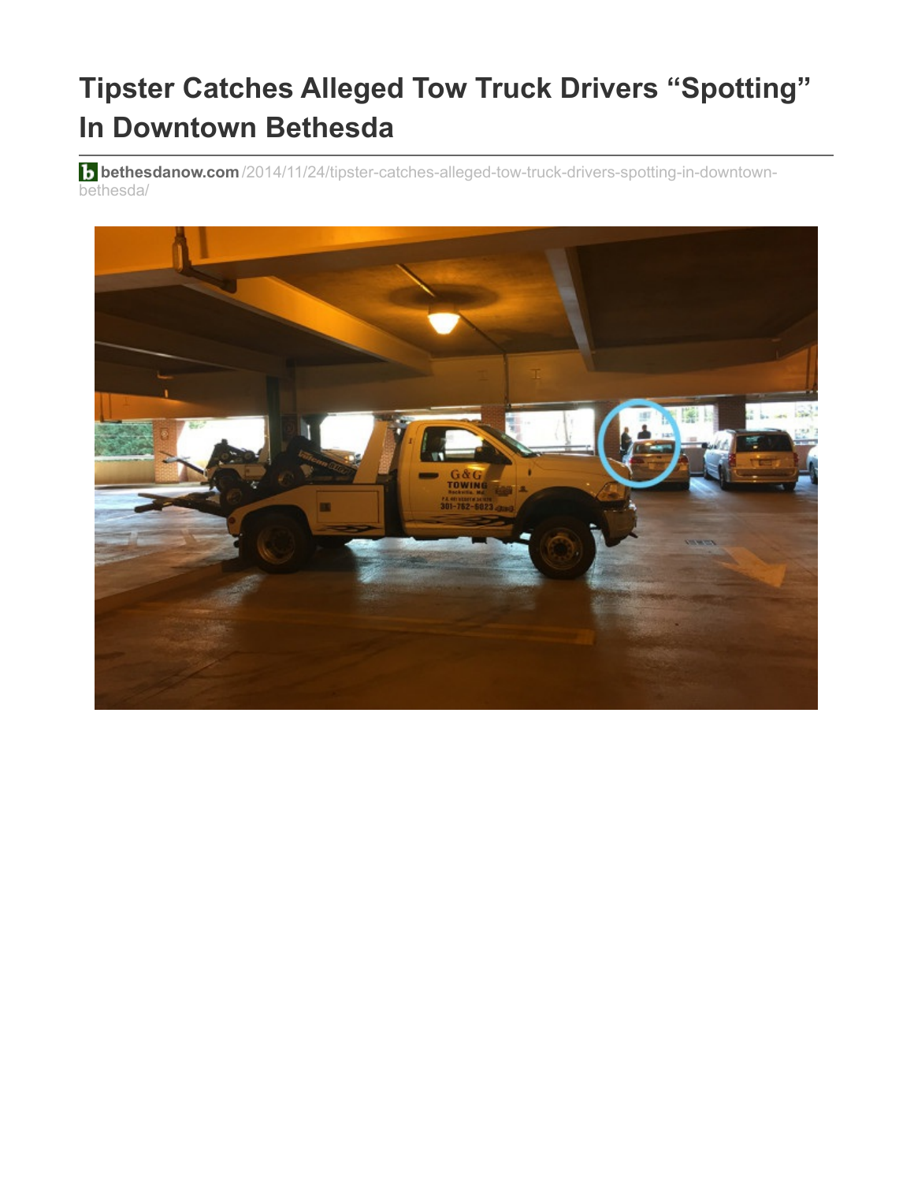# Tipster Catches Alleged Tow Truck Drivers "Spotting" In Downtown Bethesda

**bethesdanow.com**/2014/11/24/tipster-catches-alleged-tow-truck-drivers-spotting-in-downtown-bethesda/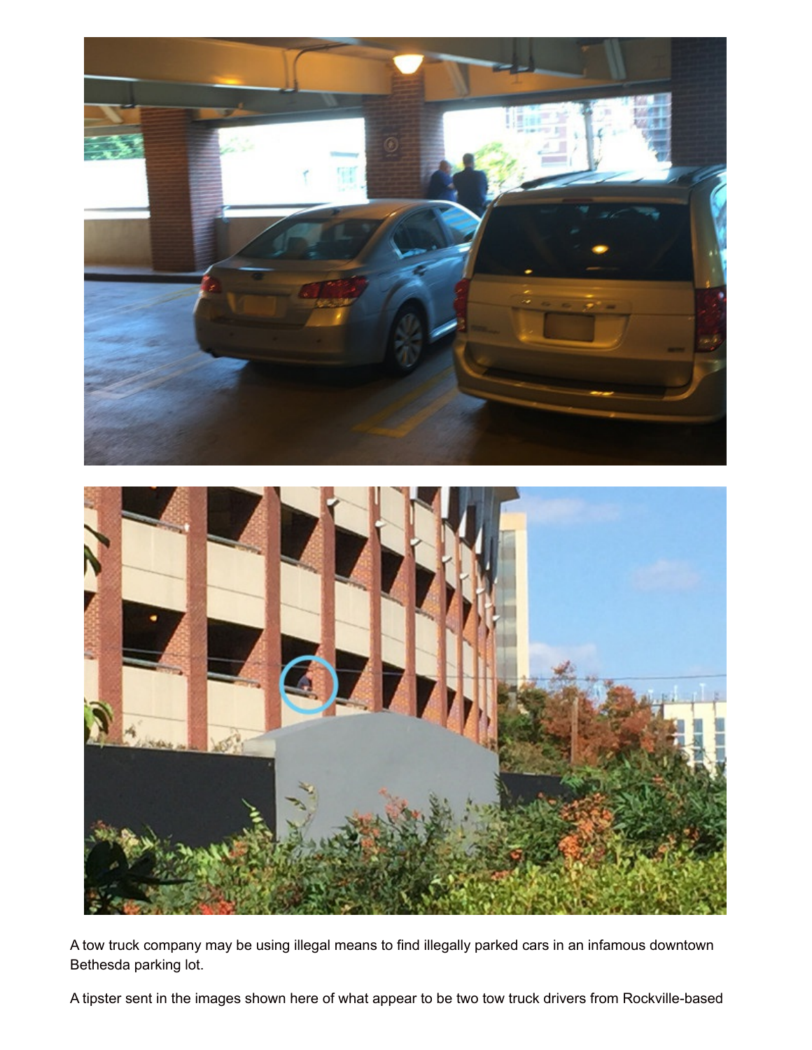A tow truck company may be using illegal means to find illegally parked cars in an infamous downtown Bethesda parking lot.

A tipster sent in the images shown here of what appear to be two tow truck drivers from Rockville-based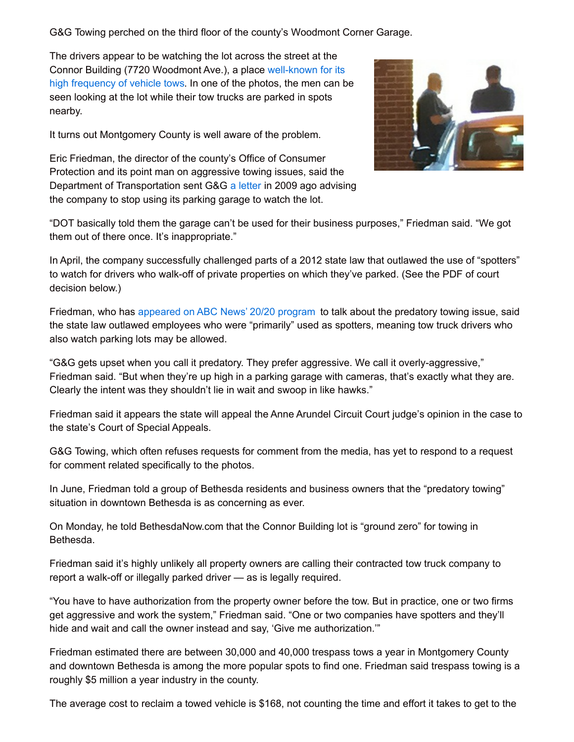G&G Towing perched on the third floor of the county's Woodmont Corner Garage.

The drivers appear to be watching the lot across the street at the Connor Building (7720 Woodmont Ave.), a place well-known for its high frequency of vehicle tows. In one of the photos, the men can be seen looking at the lot while their tow trucks are parked in spots nearby.

It turns out Montgomery County is well aware of the problem.

Eric Friedman, the director of the county's Office of Consumer Protection and its point man on aggressive towing issues, said the Department of Transportation sent G&G a letter in 2009 ago advising the company to stop using its parking garage to watch the lot.

"DOT basically told them the garage can't be used for their business purposes," Friedman said. "We got them out of there once. It's inappropriate."

In April, the company successfully challenged parts of a 2012 state law that outlawed the use of "spotters" to watch for drivers who walk-off of private properties on which they've parked. (See the PDF of court decision below.)

Friedman, who has appeared on ABC News' 20/20 program to talk about the predatory towing issue, said the state law outlawed employees who were "primarily" used as spotters, meaning tow truck drivers who also watch parking lots may be allowed.

"G&G gets upset when you call it predatory. They prefer aggressive. We call it overly-aggressive," Friedman said. "But when they're up high in a parking garage with cameras, that's exactly what they are. Clearly the intent was they shouldn't lie in wait and swoop in like hawks."

Friedman said it appears the state will appeal the Anne Arundel Circuit Court judge's opinion in the case to the state's Court of Special Appeals.

G&G Towing, which often refuses requests for comment from the media, has yet to respond to a request for comment related specifically to the photos.

In June, Friedman told a group of Bethesda residents and business owners that the "predatory towing" situation in downtown Bethesda is as concerning as ever.

On Monday, he told BethesdaNow.com that the Connor Building lot is "ground zero" for towing in Bethesda.

Friedman said it's highly unlikely all property owners are calling their contracted tow truck company to report a walk-off or illegally parked driver — as is legally required.

"You have to have authorization from the property owner before the tow. But in practice, one or two firms get aggressive and work the system," Friedman said. "One or two companies have spotters and they'll hide and wait and call the owner instead and say, 'Give me authorization.'"

Friedman estimated there are between 30,000 and 40,000 trespass tows a year in Montgomery County and downtown Bethesda is among the more popular spots to find one. Friedman said trespass towing is a roughly $5 million a year industry in the county.

The average cost to reclaim a towed vehicle is $168, not counting the time and effort it takes to get to the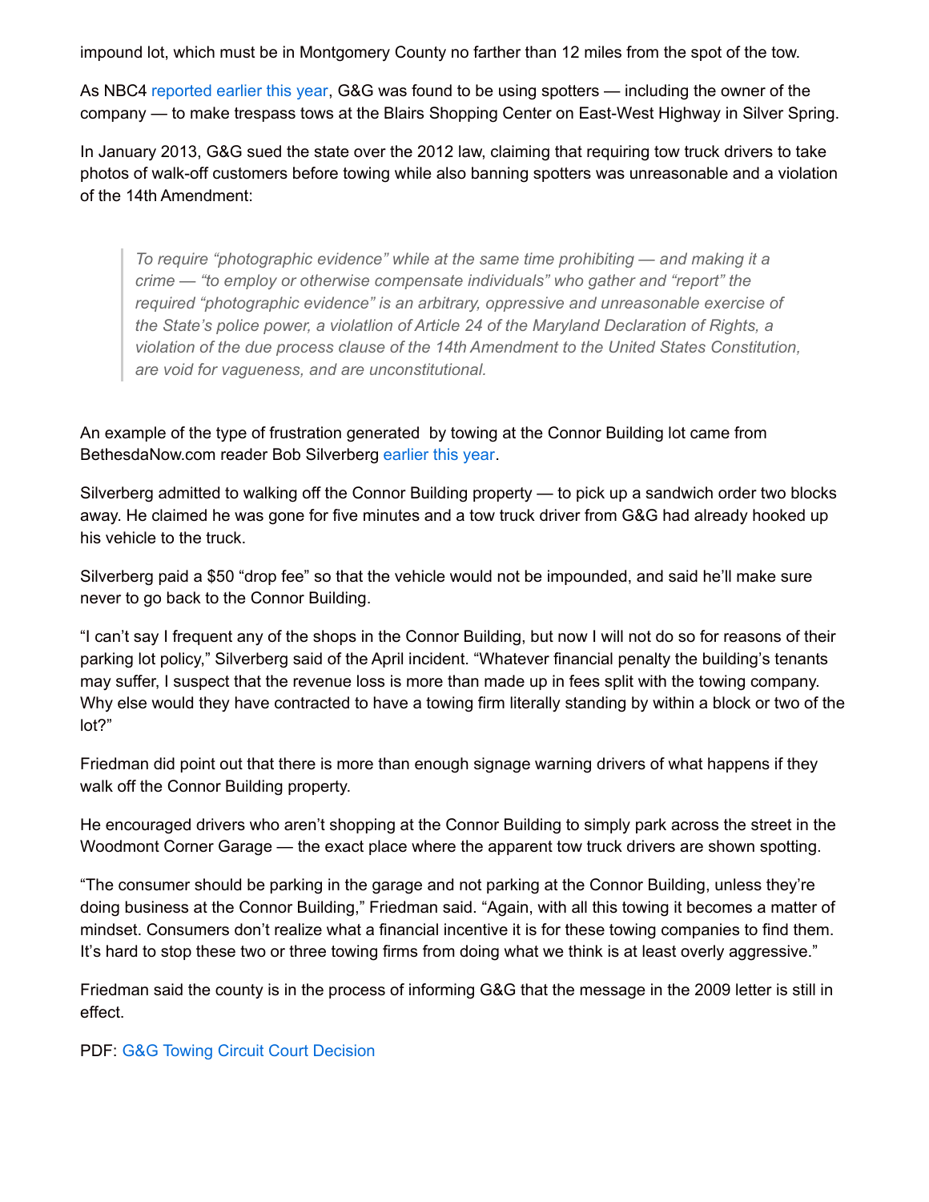impound lot, which must be in Montgomery County no farther than 12 miles from the spot of the tow.

As NBC4 reported earlier this year, G&G was found to be using spotters — including the owner of the company — to make trespass tows at the Blairs Shopping Center on East-West Highway in Silver Spring.

In January 2013, G&G sued the state over the 2012 law, claiming that requiring tow truck drivers to take photos of walk-off customers before towing while also banning spotters was unreasonable and a violation of the 14th Amendment:

> *To require "photographic evidence" while at the same time prohibiting — and making it a crime — "to employ or otherwise compensate individuals" who gather and "report" the required "photographic evidence" is an arbitrary, oppressive and unreasonable exercise of the State's police power, a violatlion of Article 24 of the Maryland Declaration of Rights, a violation of the due process clause of the 14th Amendment to the United States Constitution, are void for vagueness, and are unconstitutional.*

An example of the type of frustration generated by towing at the Connor Building lot came from BethesdaNow.com reader Bob Silverberg earlier this year.

Silverberg admitted to walking off the Connor Building property — to pick up a sandwich order two blocks away. He claimed he was gone for five minutes and a tow truck driver from G&G had already hooked up his vehicle to the truck.

Silverberg paid a $50 "drop fee" so that the vehicle would not be impounded, and said he'll make sure never to go back to the Connor Building.

"I can't say I frequent any of the shops in the Connor Building, but now I will not do so for reasons of their parking lot policy," Silverberg said of the April incident. "Whatever financial penalty the building's tenants may suffer, I suspect that the revenue loss is more than made up in fees split with the towing company. Why else would they have contracted to have a towing firm literally standing by within a block or two of the lot?"

Friedman did point out that there is more than enough signage warning drivers of what happens if they walk off the Connor Building property.

He encouraged drivers who aren't shopping at the Connor Building to simply park across the street in the Woodmont Corner Garage — the exact place where the apparent tow truck drivers are shown spotting.

"The consumer should be parking in the garage and not parking at the Connor Building, unless they're doing business at the Connor Building," Friedman said. "Again, with all this towing it becomes a matter of mindset. Consumers don't realize what a financial incentive it is for these towing companies to find them. It's hard to stop these two or three towing firms from doing what we think is at least overly aggressive."

Friedman said the county is in the process of informing G&G that the message in the 2009 letter is still in effect.

PDF: G&G Towing Circuit Court Decision